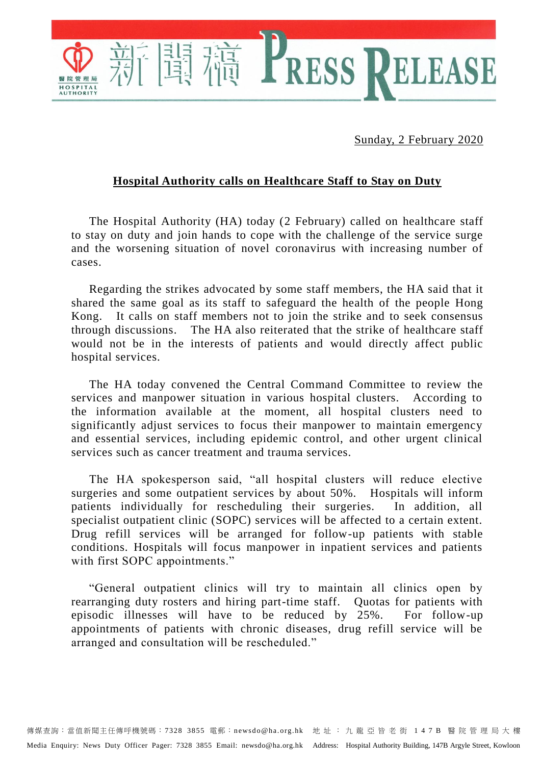Sunday, 2 February 2020

**Hospital Authority calls on Healthcare Staff to Stay on Duty**

The Hospital Authority (HA) today (2 February) called on healthcare staff to stay on duty and join hands to cope with the challenge of the service surge and the worsening situation of novel coronavirus with increasing number of cases.

Regarding the strikes advocated by some staff members, the HA said that it shared the same goal as its staff to safeguard the health of the people Hong Kong. It calls on staff members not to join the strike and to seek consensus through discussions. The HA also reiterated that the strike of healthcare staff would not be in the interests of patients and would directly affect public hospital services.

The HA today convened the Central Command Committee to review the services and manpower situation in various hospital clusters. According to the information available at the moment, all hospital clusters need to significantly adjust services to focus their manpower to maintain emergency and essential services, including epidemic control, and other urgent clinical services such as cancer treatment and trauma services.

The HA spokesperson said, "all hospital clusters will reduce elective surgeries and some outpatient services by about 50%. Hospitals will inform patients individually for rescheduling their surgeries. In addition, all specialist outpatient clinic (SOPC) services will be affected to a certain extent. Drug refill services will be arranged for follow-up patients with stable conditions. Hospitals will focus manpower in inpatient services and patients with first SOPC appointments."

"General outpatient clinics will try to maintain all clinics open by rearranging duty rosters and hiring part-time staff. Quotas for patients with episodic illnesses will have to be reduced by 25%. For follow-up appointments of patients with chronic diseases, drug refill service will be arranged and consultation will be rescheduled."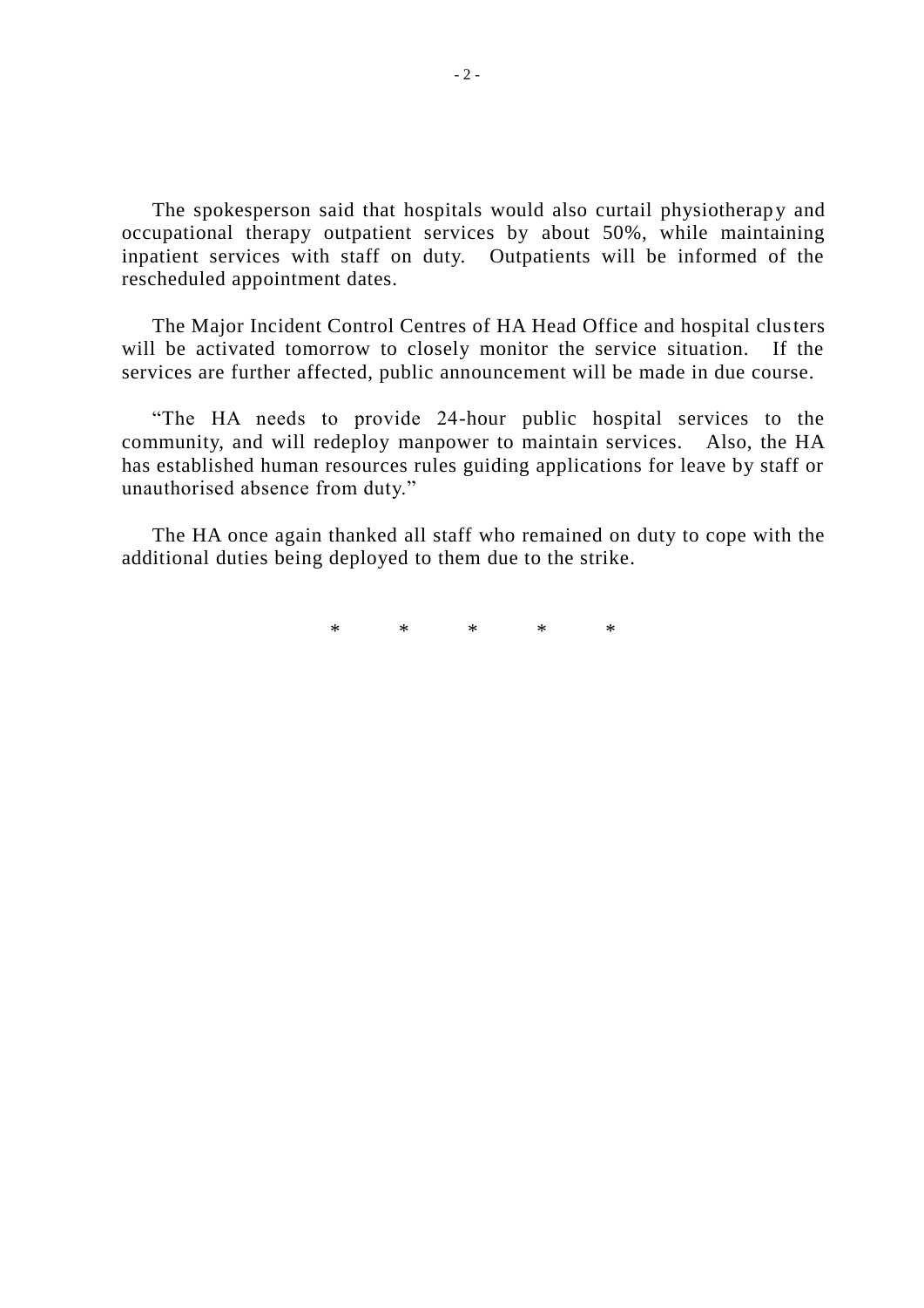The spokesperson said that hospitals would also curtail physiotherapy and occupational therapy outpatient services by about 50%, while maintaining inpatient services with staff on duty. Outpatients will be informed of the rescheduled appointment dates.

The Major Incident Control Centres of HA Head Office and hospital clusters will be activated tomorrow to closely monitor the service situation. If the services are further affected, public announcement will be made in due course.

"The HA needs to provide 24-hour public hospital services to the community, and will redeploy manpower to maintain services. Also, the HA has established human resources rules guiding applications for leave by staff or unauthorised absence from duty."

The HA once again thanked all staff who remained on duty to cope with the additional duties being deployed to them due to the strike.

\* \* \* \* \*